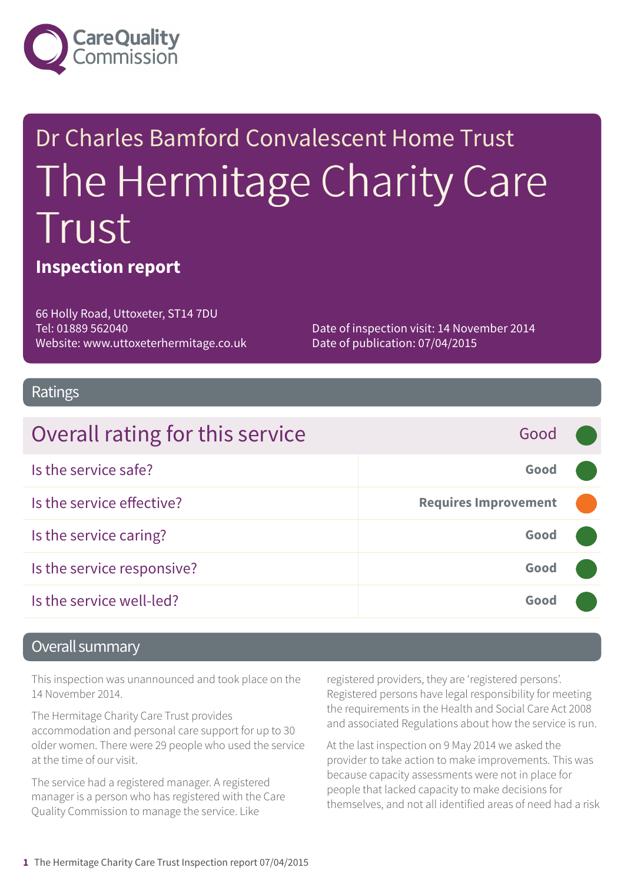Care Quality Commission

# Dr Charles Bamford Convalescent Home Trust

# The Hermitage Charity Care Trust

**Inspection report**

66 Holly Road, Uttoxeter, ST14 7DU
Tel: 01889 562040
Website: www.uttoxeterhermitage.co.uk

Date of inspection visit: 14 November 2014
Date of publication: 07/04/2015

## Ratings

| Overall rating for this service | Good |
|---|---|
| Is the service safe? | Good |
| Is the service effective? | Requires Improvement |
| Is the service caring? | Good |
| Is the service responsive? | Good |
| Is the service well-led? | Good |

## Overall summary

This inspection was unannounced and took place on the 14 November 2014.

The Hermitage Charity Care Trust provides accommodation and personal care support for up to 30 older women. There were 29 people who used the service at the time of our visit.

The service had a registered manager. A registered manager is a person who has registered with the Care Quality Commission to manage the service. Like registered providers, they are 'registered persons'. Registered persons have legal responsibility for meeting the requirements in the Health and Social Care Act 2008 and associated Regulations about how the service is run.

At the last inspection on 9 May 2014 we asked the provider to take action to make improvements. This was because capacity assessments were not in place for people that lacked capacity to make decisions for themselves, and not all identified areas of need had a risk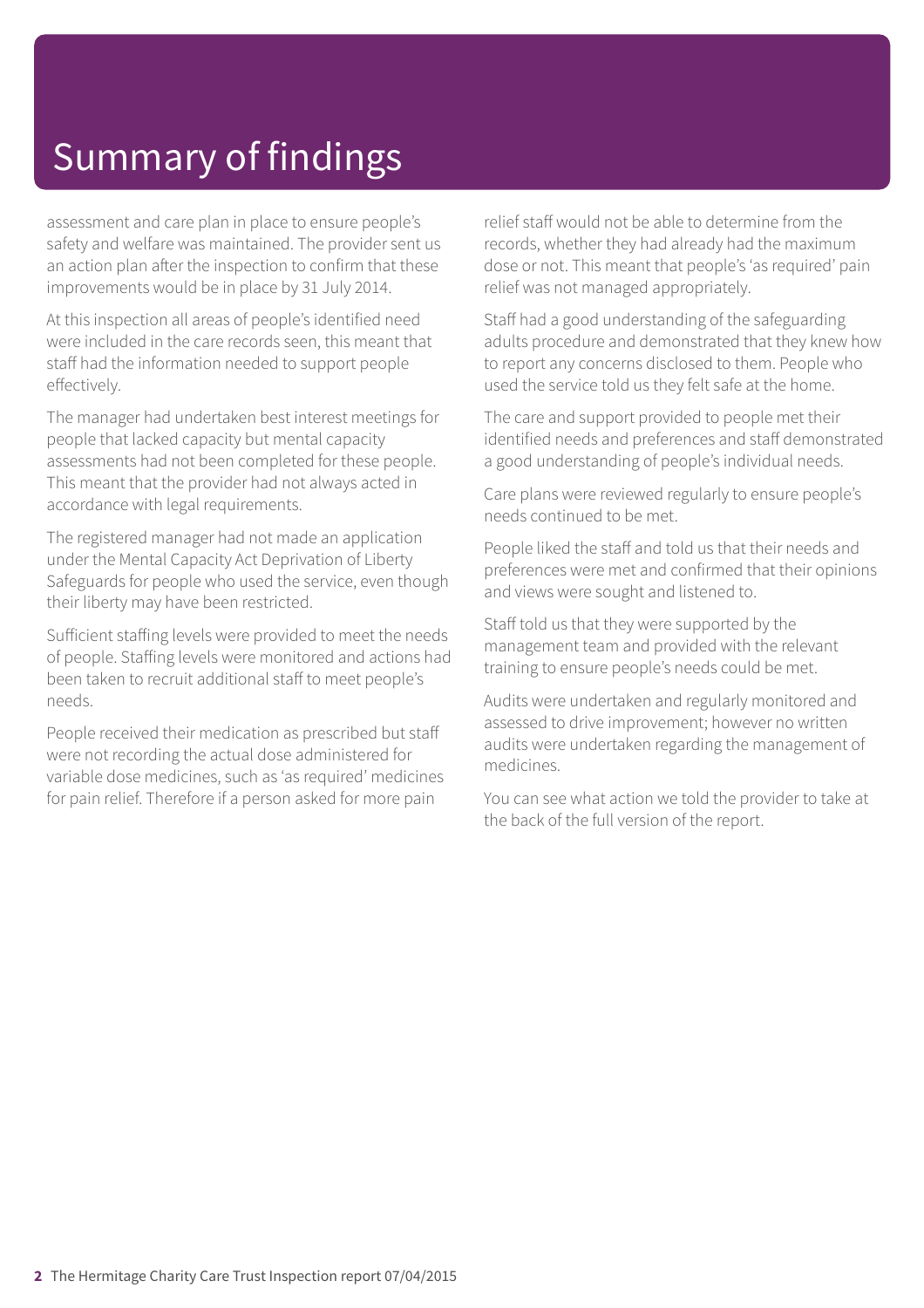# Summary of findings

assessment and care plan in place to ensure people's safety and welfare was maintained. The provider sent us an action plan after the inspection to confirm that these improvements would be in place by 31 July 2014.

At this inspection all areas of people's identified need were included in the care records seen, this meant that staff had the information needed to support people effectively.

The manager had undertaken best interest meetings for people that lacked capacity but mental capacity assessments had not been completed for these people. This meant that the provider had not always acted in accordance with legal requirements.

The registered manager had not made an application under the Mental Capacity Act Deprivation of Liberty Safeguards for people who used the service, even though their liberty may have been restricted.

Sufficient staffing levels were provided to meet the needs of people. Staffing levels were monitored and actions had been taken to recruit additional staff to meet people's needs.

People received their medication as prescribed but staff were not recording the actual dose administered for variable dose medicines, such as 'as required' medicines for pain relief. Therefore if a person asked for more pain relief staff would not be able to determine from the records, whether they had already had the maximum dose or not. This meant that people's 'as required' pain relief was not managed appropriately.

Staff had a good understanding of the safeguarding adults procedure and demonstrated that they knew how to report any concerns disclosed to them. People who used the service told us they felt safe at the home.

The care and support provided to people met their identified needs and preferences and staff demonstrated a good understanding of people's individual needs.

Care plans were reviewed regularly to ensure people's needs continued to be met.

People liked the staff and told us that their needs and preferences were met and confirmed that their opinions and views were sought and listened to.

Staff told us that they were supported by the management team and provided with the relevant training to ensure people's needs could be met.

Audits were undertaken and regularly monitored and assessed to drive improvement; however no written audits were undertaken regarding the management of medicines.

You can see what action we told the provider to take at the back of the full version of the report.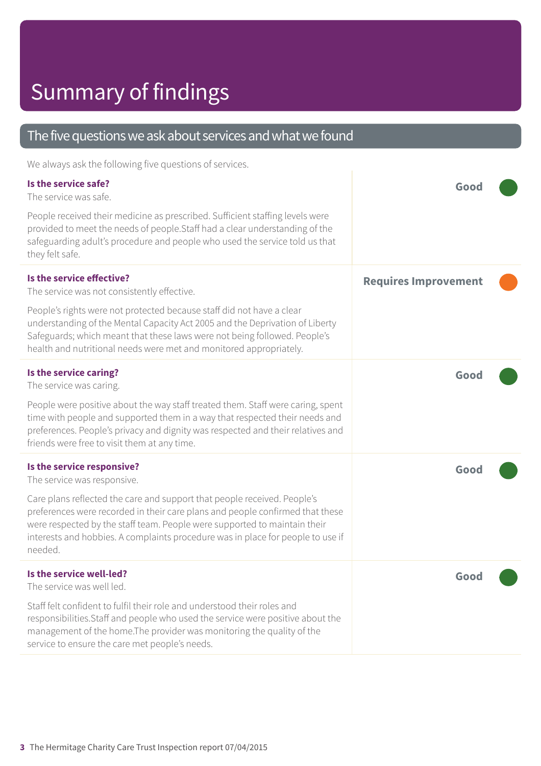# Summary of findings

## The five questions we ask about services and what we found

We always ask the following five questions of services.

### Is the service safe?

**Good**

The service was safe.

People received their medicine as prescribed. Sufficient staffing levels were provided to meet the needs of people.Staff had a clear understanding of the safeguarding adult's procedure and people who used the service told us that they felt safe.

### Is the service effective?

**Requires Improvement**

The service was not consistently effective.

People's rights were not protected because staff did not have a clear understanding of the Mental Capacity Act 2005 and the Deprivation of Liberty Safeguards; which meant that these laws were not being followed. People's health and nutritional needs were met and monitored appropriately.

### Is the service caring?

**Good**

The service was caring.

People were positive about the way staff treated them. Staff were caring, spent time with people and supported them in a way that respected their needs and preferences. People's privacy and dignity was respected and their relatives and friends were free to visit them at any time.

### Is the service responsive?

**Good**

The service was responsive.

Care plans reflected the care and support that people received. People's preferences were recorded in their care plans and people confirmed that these were respected by the staff team. People were supported to maintain their interests and hobbies. A complaints procedure was in place for people to use if needed.

### Is the service well-led?

**Good**

The service was well led.

Staff felt confident to fulfil their role and understood their roles and responsibilities.Staff and people who used the service were positive about the management of the home.The provider was monitoring the quality of the service to ensure the care met people's needs.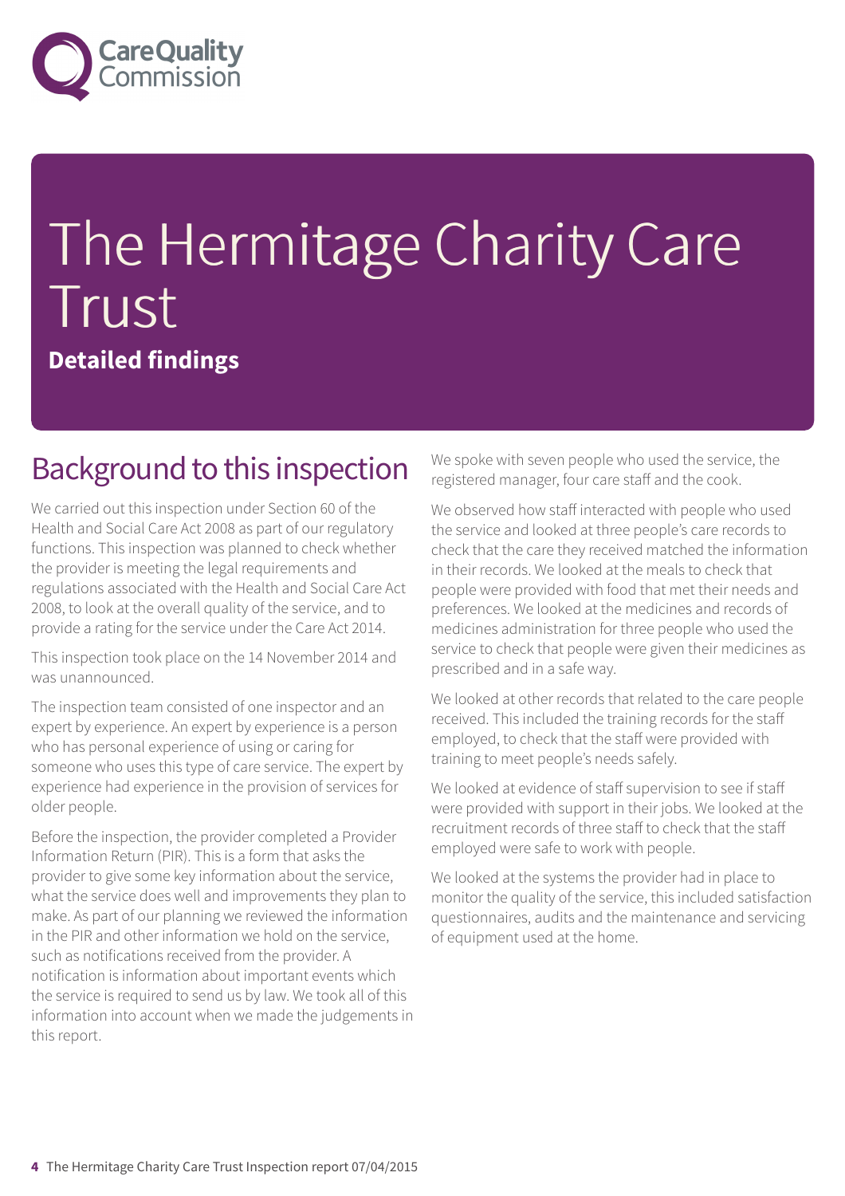# The Hermitage Charity Care Trust

**Detailed findings**

## Background to this inspection

We carried out this inspection under Section 60 of the Health and Social Care Act 2008 as part of our regulatory functions. This inspection was planned to check whether the provider is meeting the legal requirements and regulations associated with the Health and Social Care Act 2008, to look at the overall quality of the service, and to provide a rating for the service under the Care Act 2014.

This inspection took place on the 14 November 2014 and was unannounced.

The inspection team consisted of one inspector and an expert by experience. An expert by experience is a person who has personal experience of using or caring for someone who uses this type of care service. The expert by experience had experience in the provision of services for older people.

Before the inspection, the provider completed a Provider Information Return (PIR). This is a form that asks the provider to give some key information about the service, what the service does well and improvements they plan to make. As part of our planning we reviewed the information in the PIR and other information we hold on the service, such as notifications received from the provider. A notification is information about important events which the service is required to send us by law. We took all of this information into account when we made the judgements in this report.

We spoke with seven people who used the service, the registered manager, four care staff and the cook.

We observed how staff interacted with people who used the service and looked at three people's care records to check that the care they received matched the information in their records. We looked at the meals to check that people were provided with food that met their needs and preferences. We looked at the medicines and records of medicines administration for three people who used the service to check that people were given their medicines as prescribed and in a safe way.

We looked at other records that related to the care people received. This included the training records for the staff employed, to check that the staff were provided with training to meet people's needs safely.

We looked at evidence of staff supervision to see if staff were provided with support in their jobs. We looked at the recruitment records of three staff to check that the staff employed were safe to work with people.

We looked at the systems the provider had in place to monitor the quality of the service, this included satisfaction questionnaires, audits and the maintenance and servicing of equipment used at the home.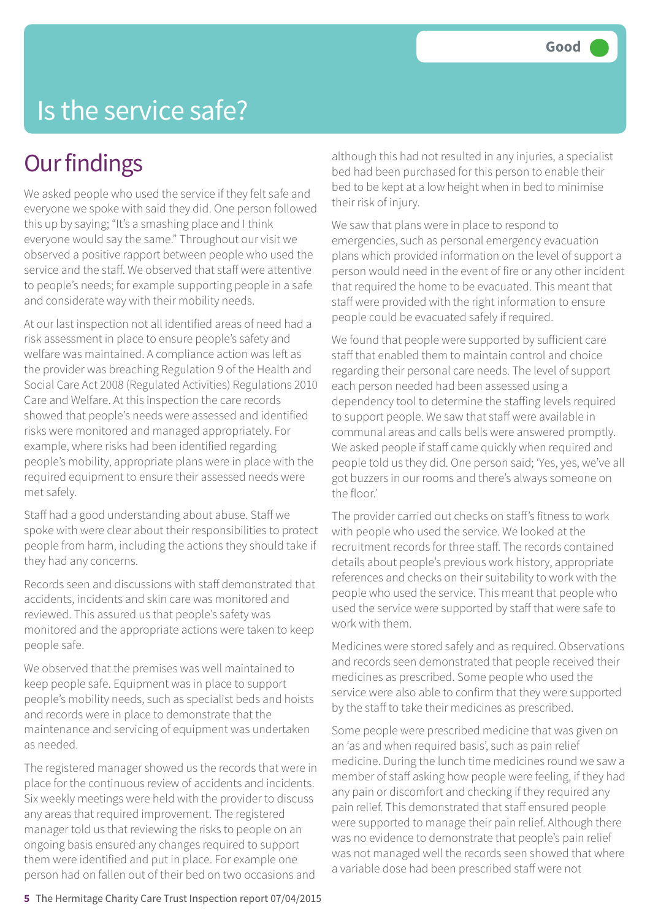Good

# Is the service safe?

## Our findings

We asked people who used the service if they felt safe and everyone we spoke with said they did. One person followed this up by saying; "It's a smashing place and I think everyone would say the same." Throughout our visit we observed a positive rapport between people who used the service and the staff. We observed that staff were attentive to people's needs; for example supporting people in a safe and considerate way with their mobility needs.

At our last inspection not all identified areas of need had a risk assessment in place to ensure people's safety and welfare was maintained. A compliance action was left as the provider was breaching Regulation 9 of the Health and Social Care Act 2008 (Regulated Activities) Regulations 2010 Care and Welfare. At this inspection the care records showed that people's needs were assessed and identified risks were monitored and managed appropriately. For example, where risks had been identified regarding people's mobility, appropriate plans were in place with the required equipment to ensure their assessed needs were met safely.

Staff had a good understanding about abuse. Staff we spoke with were clear about their responsibilities to protect people from harm, including the actions they should take if they had any concerns.

Records seen and discussions with staff demonstrated that accidents, incidents and skin care was monitored and reviewed. This assured us that people's safety was monitored and the appropriate actions were taken to keep people safe.

We observed that the premises was well maintained to keep people safe. Equipment was in place to support people's mobility needs, such as specialist beds and hoists and records were in place to demonstrate that the maintenance and servicing of equipment was undertaken as needed.

The registered manager showed us the records that were in place for the continuous review of accidents and incidents. Six weekly meetings were held with the provider to discuss any areas that required improvement. The registered manager told us that reviewing the risks to people on an ongoing basis ensured any changes required to support them were identified and put in place. For example one person had on fallen out of their bed on two occasions and although this had not resulted in any injuries, a specialist bed had been purchased for this person to enable their bed to be kept at a low height when in bed to minimise their risk of injury.

We saw that plans were in place to respond to emergencies, such as personal emergency evacuation plans which provided information on the level of support a person would need in the event of fire or any other incident that required the home to be evacuated. This meant that staff were provided with the right information to ensure people could be evacuated safely if required.

We found that people were supported by sufficient care staff that enabled them to maintain control and choice regarding their personal care needs. The level of support each person needed had been assessed using a dependency tool to determine the staffing levels required to support people. We saw that staff were available in communal areas and calls bells were answered promptly. We asked people if staff came quickly when required and people told us they did. One person said; 'Yes, yes, we've all got buzzers in our rooms and there's always someone on the floor.'

The provider carried out checks on staff's fitness to work with people who used the service. We looked at the recruitment records for three staff. The records contained details about people's previous work history, appropriate references and checks on their suitability to work with the people who used the service. This meant that people who used the service were supported by staff that were safe to work with them.

Medicines were stored safely and as required. Observations and records seen demonstrated that people received their medicines as prescribed. Some people who used the service were also able to confirm that they were supported by the staff to take their medicines as prescribed.

Some people were prescribed medicine that was given on an 'as and when required basis', such as pain relief medicine. During the lunch time medicines round we saw a member of staff asking how people were feeling, if they had any pain or discomfort and checking if they required any pain relief. This demonstrated that staff ensured people were supported to manage their pain relief. Although there was no evidence to demonstrate that people's pain relief was not managed well the records seen showed that where a variable dose had been prescribed staff were not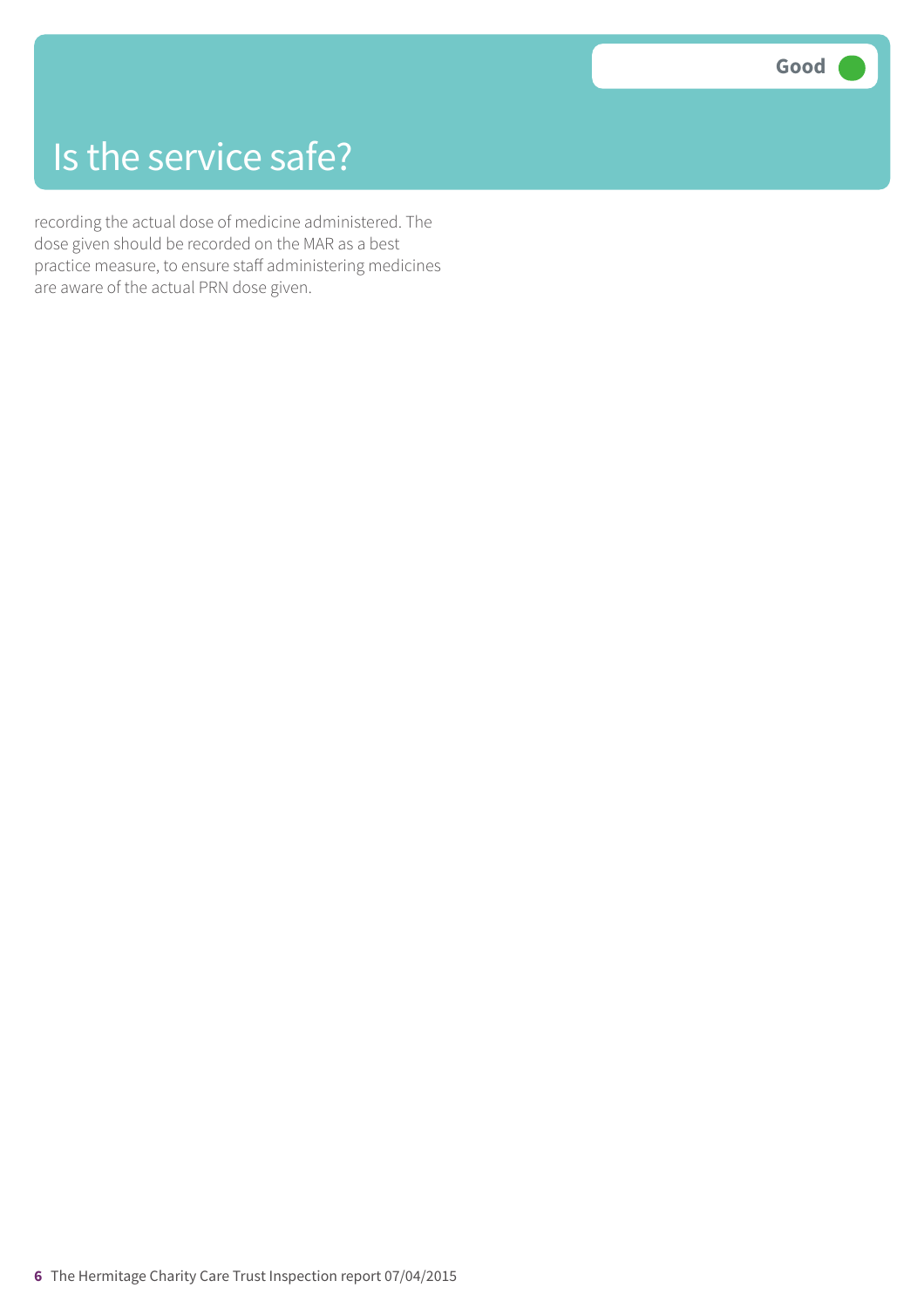# Is the service safe?

**Good**

recording the actual dose of medicine administered. The dose given should be recorded on the MAR as a best practice measure, to ensure staff administering medicines are aware of the actual PRN dose given.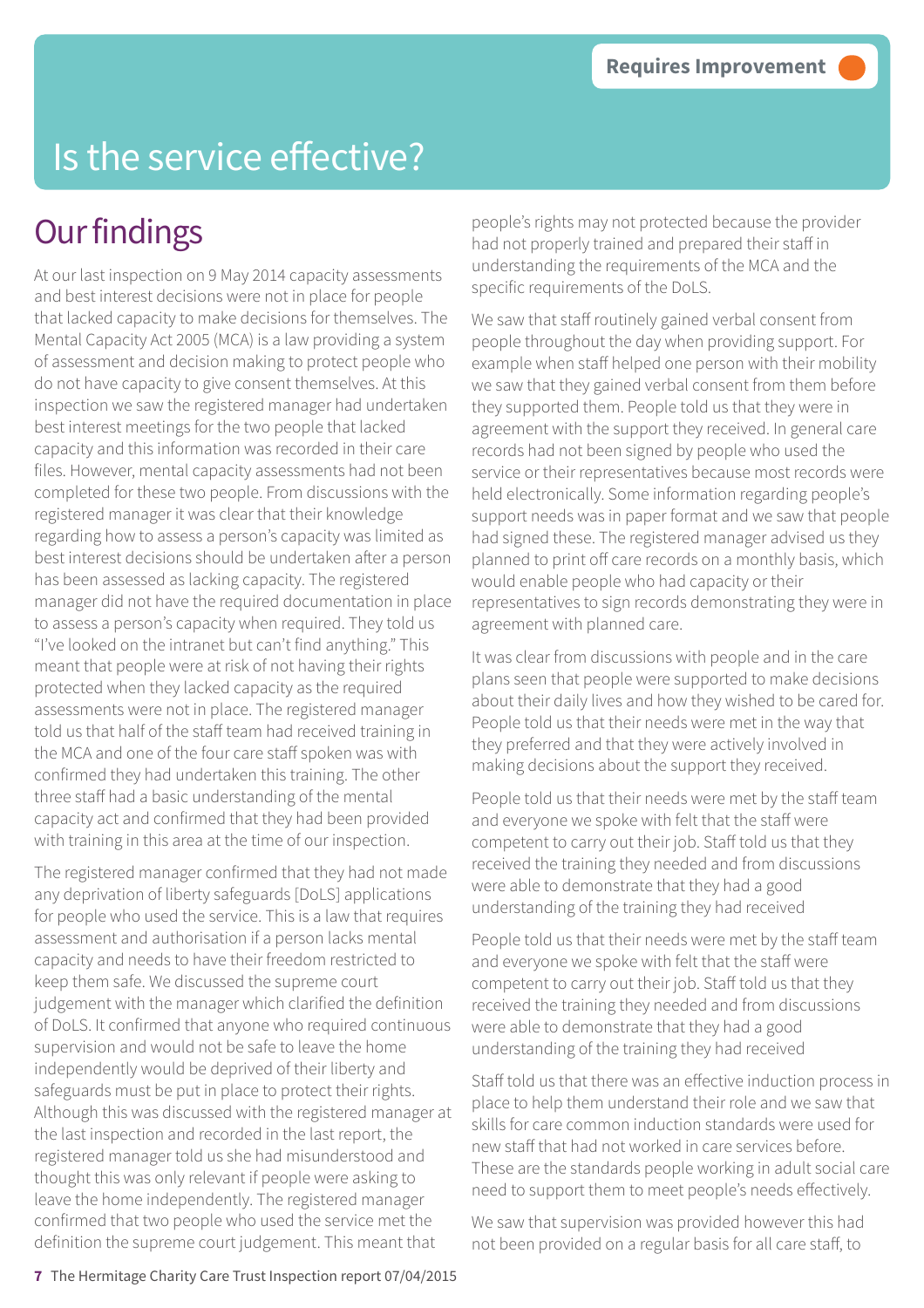Requires Improvement

# Is the service effective?

## Our findings

At our last inspection on 9 May 2014 capacity assessments and best interest decisions were not in place for people that lacked capacity to make decisions for themselves. The Mental Capacity Act 2005 (MCA) is a law providing a system of assessment and decision making to protect people who do not have capacity to give consent themselves. At this inspection we saw the registered manager had undertaken best interest meetings for the two people that lacked capacity and this information was recorded in their care files. However, mental capacity assessments had not been completed for these two people. From discussions with the registered manager it was clear that their knowledge regarding how to assess a person's capacity was limited as best interest decisions should be undertaken after a person has been assessed as lacking capacity. The registered manager did not have the required documentation in place to assess a person's capacity when required. They told us "I've looked on the intranet but can't find anything." This meant that people were at risk of not having their rights protected when they lacked capacity as the required assessments were not in place. The registered manager told us that half of the staff team had received training in the MCA and one of the four care staff spoken was with confirmed they had undertaken this training. The other three staff had a basic understanding of the mental capacity act and confirmed that they had been provided with training in this area at the time of our inspection.

The registered manager confirmed that they had not made any deprivation of liberty safeguards [DoLS] applications for people who used the service. This is a law that requires assessment and authorisation if a person lacks mental capacity and needs to have their freedom restricted to keep them safe. We discussed the supreme court judgement with the manager which clarified the definition of DoLS. It confirmed that anyone who required continuous supervision and would not be safe to leave the home independently would be deprived of their liberty and safeguards must be put in place to protect their rights. Although this was discussed with the registered manager at the last inspection and recorded in the last report, the registered manager told us she had misunderstood and thought this was only relevant if people were asking to leave the home independently. The registered manager confirmed that two people who used the service met the definition the supreme court judgement. This meant that people's rights may not protected because the provider had not properly trained and prepared their staff in understanding the requirements of the MCA and the specific requirements of the DoLS.

We saw that staff routinely gained verbal consent from people throughout the day when providing support. For example when staff helped one person with their mobility we saw that they gained verbal consent from them before they supported them. People told us that they were in agreement with the support they received. In general care records had not been signed by people who used the service or their representatives because most records were held electronically. Some information regarding people's support needs was in paper format and we saw that people had signed these. The registered manager advised us they planned to print off care records on a monthly basis, which would enable people who had capacity or their representatives to sign records demonstrating they were in agreement with planned care.

It was clear from discussions with people and in the care plans seen that people were supported to make decisions about their daily lives and how they wished to be cared for. People told us that their needs were met in the way that they preferred and that they were actively involved in making decisions about the support they received.

People told us that their needs were met by the staff team and everyone we spoke with felt that the staff were competent to carry out their job. Staff told us that they received the training they needed and from discussions were able to demonstrate that they had a good understanding of the training they had received

People told us that their needs were met by the staff team and everyone we spoke with felt that the staff were competent to carry out their job. Staff told us that they received the training they needed and from discussions were able to demonstrate that they had a good understanding of the training they had received

Staff told us that there was an effective induction process in place to help them understand their role and we saw that skills for care common induction standards were used for new staff that had not worked in care services before. These are the standards people working in adult social care need to support them to meet people's needs effectively.

We saw that supervision was provided however this had not been provided on a regular basis for all care staff, to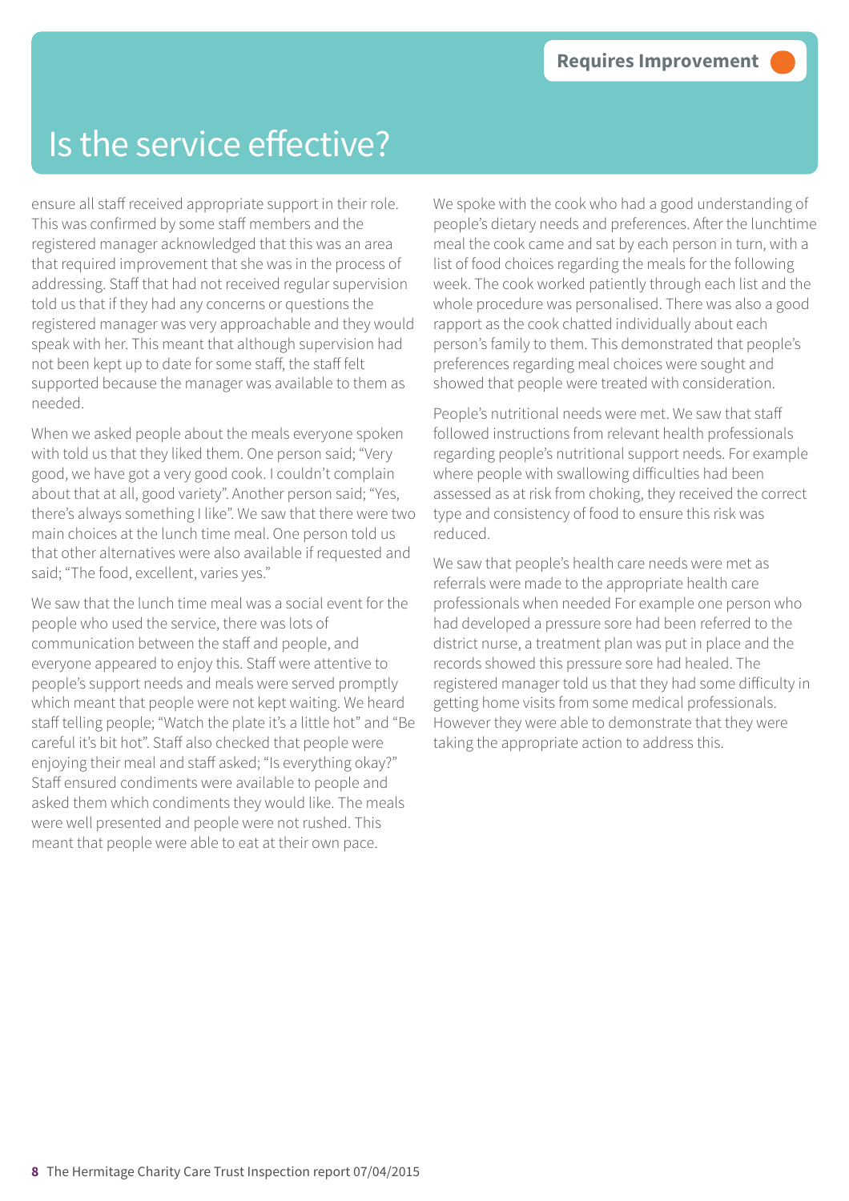# Is the service effective?

**Requires Improvement**

ensure all staff received appropriate support in their role. This was confirmed by some staff members and the registered manager acknowledged that this was an area that required improvement that she was in the process of addressing. Staff that had not received regular supervision told us that if they had any concerns or questions the registered manager was very approachable and they would speak with her. This meant that although supervision had not been kept up to date for some staff, the staff felt supported because the manager was available to them as needed.

When we asked people about the meals everyone spoken with told us that they liked them. One person said; "Very good, we have got a very good cook. I couldn't complain about that at all, good variety". Another person said; "Yes, there's always something I like". We saw that there were two main choices at the lunch time meal. One person told us that other alternatives were also available if requested and said; "The food, excellent, varies yes."

We saw that the lunch time meal was a social event for the people who used the service, there was lots of communication between the staff and people, and everyone appeared to enjoy this. Staff were attentive to people's support needs and meals were served promptly which meant that people were not kept waiting. We heard staff telling people; "Watch the plate it's a little hot" and "Be careful it's bit hot". Staff also checked that people were enjoying their meal and staff asked; "Is everything okay?" Staff ensured condiments were available to people and asked them which condiments they would like. The meals were well presented and people were not rushed. This meant that people were able to eat at their own pace.

We spoke with the cook who had a good understanding of people's dietary needs and preferences. After the lunchtime meal the cook came and sat by each person in turn, with a list of food choices regarding the meals for the following week. The cook worked patiently through each list and the whole procedure was personalised. There was also a good rapport as the cook chatted individually about each person's family to them. This demonstrated that people's preferences regarding meal choices were sought and showed that people were treated with consideration.

People's nutritional needs were met. We saw that staff followed instructions from relevant health professionals regarding people's nutritional support needs. For example where people with swallowing difficulties had been assessed as at risk from choking, they received the correct type and consistency of food to ensure this risk was reduced.

We saw that people's health care needs were met as referrals were made to the appropriate health care professionals when needed For example one person who had developed a pressure sore had been referred to the district nurse, a treatment plan was put in place and the records showed this pressure sore had healed. The registered manager told us that they had some difficulty in getting home visits from some medical professionals. However they were able to demonstrate that they were taking the appropriate action to address this.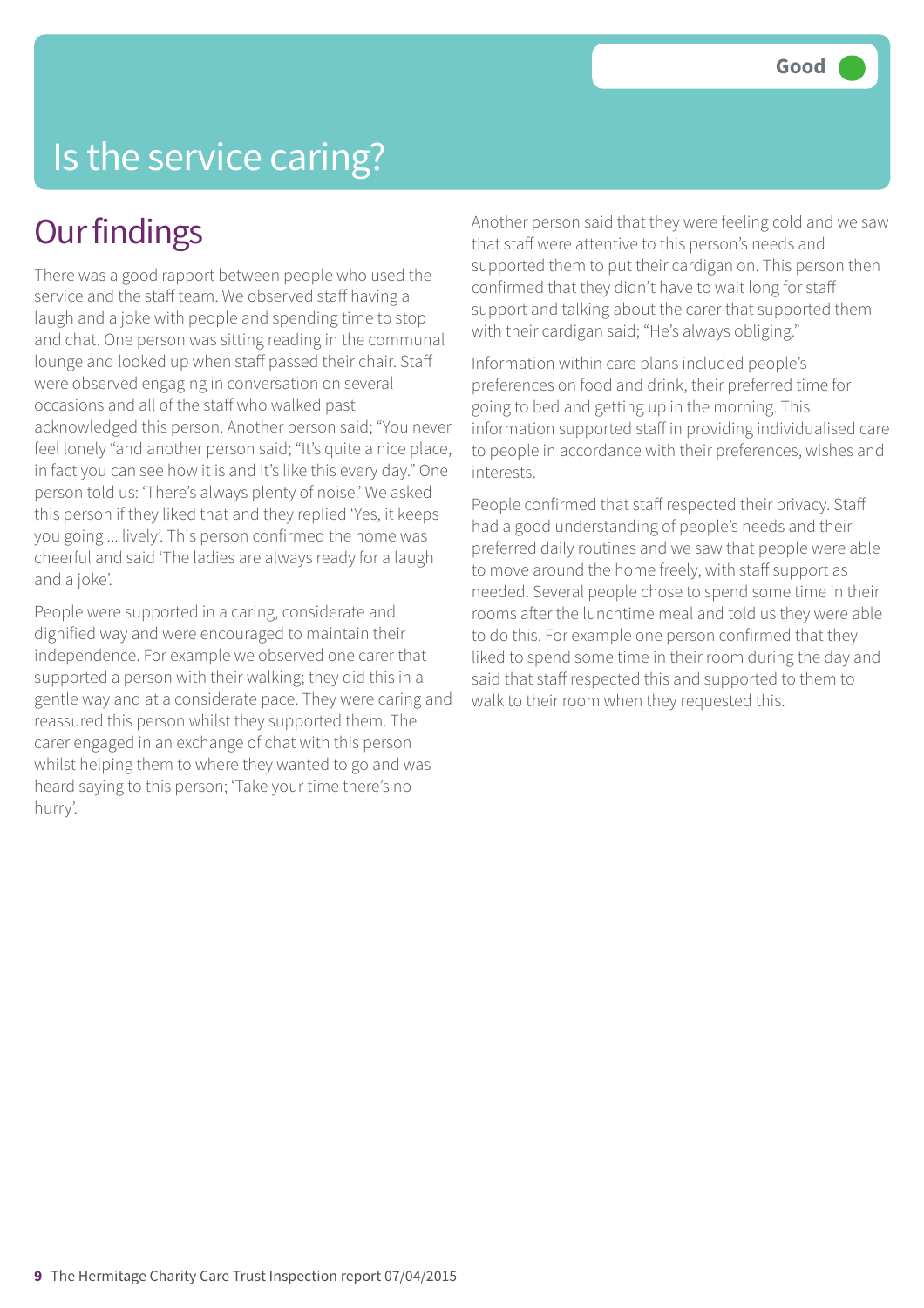# Is the service caring?

**Good**

## Our findings

There was a good rapport between people who used the service and the staff team. We observed staff having a laugh and a joke with people and spending time to stop and chat. One person was sitting reading in the communal lounge and looked up when staff passed their chair. Staff were observed engaging in conversation on several occasions and all of the staff who walked past acknowledged this person. Another person said; "You never feel lonely "and another person said; "It's quite a nice place, in fact you can see how it is and it's like this every day." One person told us: 'There's always plenty of noise.' We asked this person if they liked that and they replied 'Yes, it keeps you going ... lively'. This person confirmed the home was cheerful and said 'The ladies are always ready for a laugh and a joke'.

People were supported in a caring, considerate and dignified way and were encouraged to maintain their independence. For example we observed one carer that supported a person with their walking; they did this in a gentle way and at a considerate pace. They were caring and reassured this person whilst they supported them. The carer engaged in an exchange of chat with this person whilst helping them to where they wanted to go and was heard saying to this person; 'Take your time there's no hurry'.

Another person said that they were feeling cold and we saw that staff were attentive to this person's needs and supported them to put their cardigan on. This person then confirmed that they didn't have to wait long for staff support and talking about the carer that supported them with their cardigan said; "He's always obliging."

Information within care plans included people's preferences on food and drink, their preferred time for going to bed and getting up in the morning. This information supported staff in providing individualised care to people in accordance with their preferences, wishes and interests.

People confirmed that staff respected their privacy. Staff had a good understanding of people's needs and their preferred daily routines and we saw that people were able to move around the home freely, with staff support as needed. Several people chose to spend some time in their rooms after the lunchtime meal and told us they were able to do this. For example one person confirmed that they liked to spend some time in their room during the day and said that staff respected this and supported to them to walk to their room when they requested this.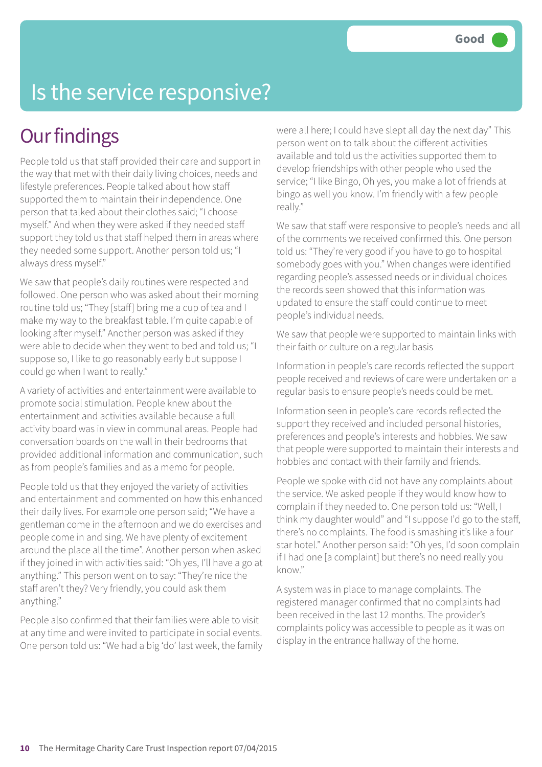# Is the service responsive?

Good

## Our findings

People told us that staff provided their care and support in the way that met with their daily living choices, needs and lifestyle preferences. People talked about how staff supported them to maintain their independence. One person that talked about their clothes said; "I choose myself." And when they were asked if they needed staff support they told us that staff helped them in areas where they needed some support. Another person told us; "I always dress myself."

We saw that people's daily routines were respected and followed. One person who was asked about their morning routine told us; "They [staff] bring me a cup of tea and I make my way to the breakfast table. I'm quite capable of looking after myself." Another person was asked if they were able to decide when they went to bed and told us; "I suppose so, I like to go reasonably early but suppose I could go when I want to really."

A variety of activities and entertainment were available to promote social stimulation. People knew about the entertainment and activities available because a full activity board was in view in communal areas. People had conversation boards on the wall in their bedrooms that provided additional information and communication, such as from people's families and as a memo for people.

People told us that they enjoyed the variety of activities and entertainment and commented on how this enhanced their daily lives. For example one person said; "We have a gentleman come in the afternoon and we do exercises and people come in and sing. We have plenty of excitement around the place all the time". Another person when asked if they joined in with activities said: "Oh yes, I'll have a go at anything." This person went on to say: "They're nice the staff aren't they? Very friendly, you could ask them anything."

People also confirmed that their families were able to visit at any time and were invited to participate in social events. One person told us: "We had a big 'do' last week, the family were all here; I could have slept all day the next day" This person went on to talk about the different activities available and told us the activities supported them to develop friendships with other people who used the service; "I like Bingo, Oh yes, you make a lot of friends at bingo as well you know. I'm friendly with a few people really."

We saw that staff were responsive to people's needs and all of the comments we received confirmed this. One person told us: "They're very good if you have to go to hospital somebody goes with you." When changes were identified regarding people's assessed needs or individual choices the records seen showed that this information was updated to ensure the staff could continue to meet people's individual needs.

We saw that people were supported to maintain links with their faith or culture on a regular basis

Information in people's care records reflected the support people received and reviews of care were undertaken on a regular basis to ensure people's needs could be met.

Information seen in people's care records reflected the support they received and included personal histories, preferences and people's interests and hobbies. We saw that people were supported to maintain their interests and hobbies and contact with their family and friends.

People we spoke with did not have any complaints about the service. We asked people if they would know how to complain if they needed to. One person told us: "Well, I think my daughter would" and "I suppose I'd go to the staff, there's no complaints. The food is smashing it's like a four star hotel." Another person said: "Oh yes, I'd soon complain if I had one [a complaint] but there's no need really you know."

A system was in place to manage complaints. The registered manager confirmed that no complaints had been received in the last 12 months. The provider's complaints policy was accessible to people as it was on display in the entrance hallway of the home.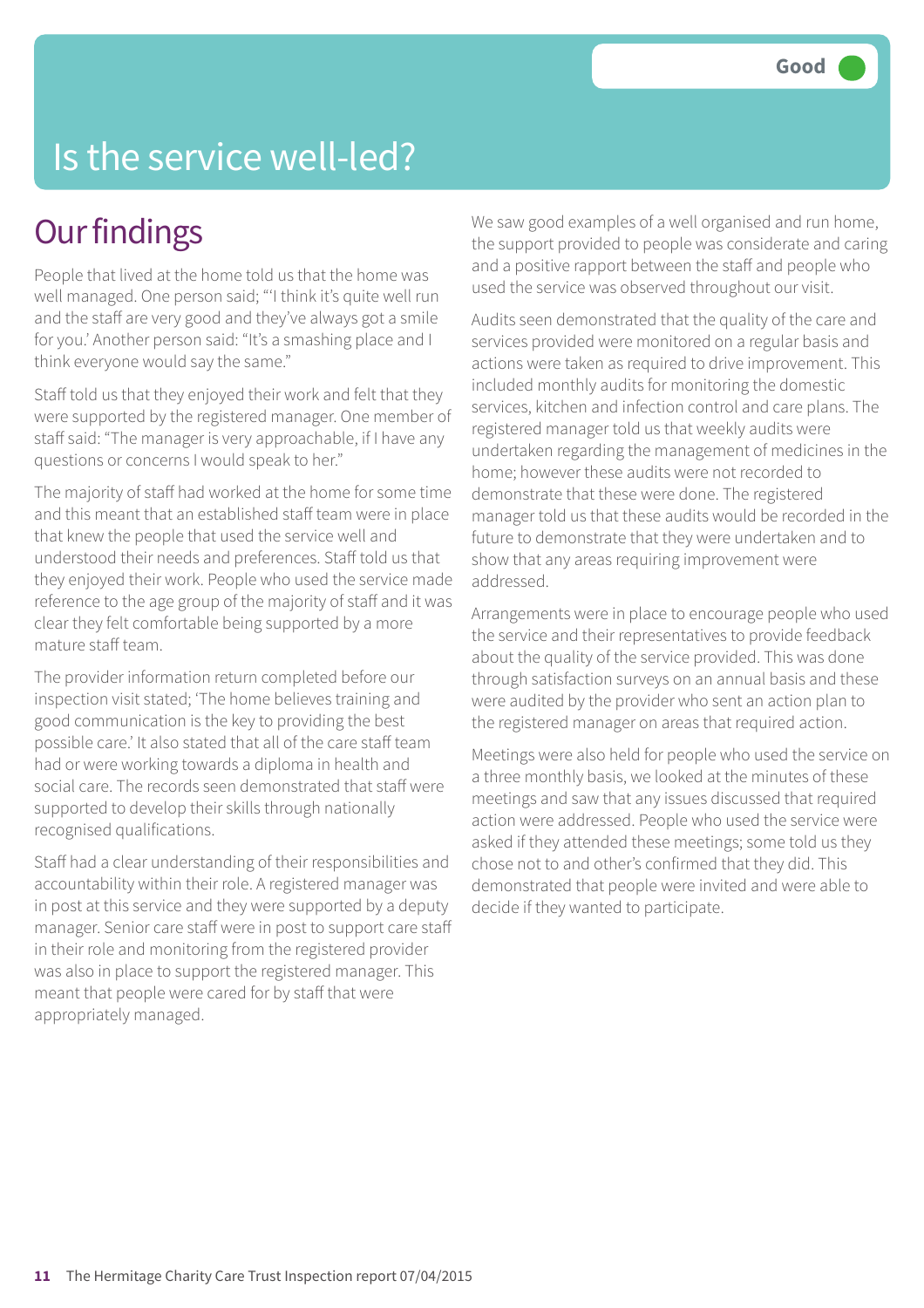# Is the service well-led?

Good

## Our findings

People that lived at the home told us that the home was well managed. One person said; "'I think it's quite well run and the staff are very good and they've always got a smile for you.' Another person said: "It's a smashing place and I think everyone would say the same."

Staff told us that they enjoyed their work and felt that they were supported by the registered manager. One member of staff said: "The manager is very approachable, if I have any questions or concerns I would speak to her."

The majority of staff had worked at the home for some time and this meant that an established staff team were in place that knew the people that used the service well and understood their needs and preferences. Staff told us that they enjoyed their work. People who used the service made reference to the age group of the majority of staff and it was clear they felt comfortable being supported by a more mature staff team.

The provider information return completed before our inspection visit stated; 'The home believes training and good communication is the key to providing the best possible care.' It also stated that all of the care staff team had or were working towards a diploma in health and social care. The records seen demonstrated that staff were supported to develop their skills through nationally recognised qualifications.

Staff had a clear understanding of their responsibilities and accountability within their role. A registered manager was in post at this service and they were supported by a deputy manager. Senior care staff were in post to support care staff in their role and monitoring from the registered provider was also in place to support the registered manager. This meant that people were cared for by staff that were appropriately managed.

We saw good examples of a well organised and run home, the support provided to people was considerate and caring and a positive rapport between the staff and people who used the service was observed throughout our visit.

Audits seen demonstrated that the quality of the care and services provided were monitored on a regular basis and actions were taken as required to drive improvement. This included monthly audits for monitoring the domestic services, kitchen and infection control and care plans. The registered manager told us that weekly audits were undertaken regarding the management of medicines in the home; however these audits were not recorded to demonstrate that these were done. The registered manager told us that these audits would be recorded in the future to demonstrate that they were undertaken and to show that any areas requiring improvement were addressed.

Arrangements were in place to encourage people who used the service and their representatives to provide feedback about the quality of the service provided. This was done through satisfaction surveys on an annual basis and these were audited by the provider who sent an action plan to the registered manager on areas that required action.

Meetings were also held for people who used the service on a three monthly basis, we looked at the minutes of these meetings and saw that any issues discussed that required action were addressed. People who used the service were asked if they attended these meetings; some told us they chose not to and other's confirmed that they did. This demonstrated that people were invited and were able to decide if they wanted to participate.